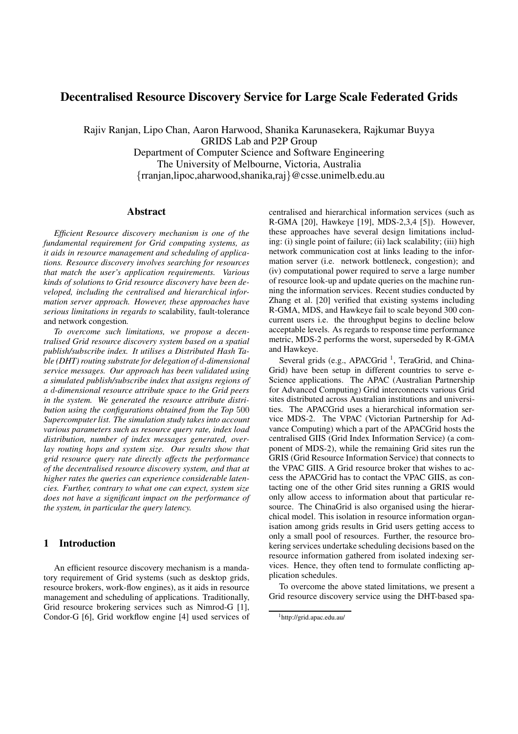# Decentralised Resource Discovery Service for Large Scale Federated Grids

Rajiv Ranjan, Lipo Chan, Aaron Harwood, Shanika Karunasekera, Rajkumar Buyya
GRIDS Lab and P2P Group
Department of Computer Science and Software Engineering
The University of Melbourne, Victoria, Australia
{rranjan,lipoc,aharwood,shanika,raj}@csse.unimelb.edu.au

## Abstract

*Efficient Resource discovery mechanism is one of the fundamental requirement for Grid computing systems, as it aids in resource management and scheduling of applications. Resource discovery involves searching for resources that match the user's application requirements. Various kinds of solutions to Grid resource discovery have been developed, including the centralised and hierarchical information server approach. However, these approaches have serious limitations in regards to* scalability, fault-tolerance and network congestion*.*

*To overcome such limitations, we propose a decentralised Grid resource discovery system based on a spatial publish/subscribe index. It utilises a Distributed Hash Table (DHT) routing substrate for delegation of $d$-dimensional service messages. Our approach has been validated using a simulated publish/subscribe index that assigns regions of a $d$-dimensional resource attribute space to the Grid peers in the system. We generated the resource attribute distribution using the configurations obtained from the Top 500 Supercomputer list. The simulation study takes into account various parameters such as resource query rate, index load distribution, number of index messages generated, overlay routing hops and system size. Our results show that grid resource query rate directly affects the performance of the decentralised resource discovery system, and that at higher rates the queries can experience considerable latencies. Further, contrary to what one can expect, system size does not have a significant impact on the performance of the system, in particular the query latency.*

## 1 Introduction

An efficient resource discovery mechanism is a mandatory requirement of Grid systems (such as desktop grids, resource brokers, work-flow engines), as it aids in resource management and scheduling of applications. Traditionally, Grid resource brokering services such as Nimrod-G [1], Condor-G [6], Grid workflow engine [4] used services of centralised and hierarchical information services (such as R-GMA [20], Hawkeye [19], MDS-2,3,4 [5]). However, these approaches have several design limitations including: (i) single point of failure; (ii) lack scalability; (iii) high network communication cost at links leading to the information server (i.e. network bottleneck, congestion); and (iv) computational power required to serve a large number of resource look-up and update queries on the machine running the information services. Recent studies conducted by Zhang et al. [20] verified that existing systems including R-GMA, MDS, and Hawkeye fail to scale beyond 300 concurrent users i.e. the throughput begins to decline below acceptable levels. As regards to response time performance metric, MDS-2 performs the worst, superseded by R-GMA and Hawkeye.

Several grids (e.g., APACGrid [1], TeraGrid, and ChinaGrid) have been setup in different countries to serve e-Science applications. The APAC (Australian Partnership for Advanced Computing) Grid interconnects various Grid sites distributed across Australian institutions and universities. The APACGrid uses a hierarchical information service MDS-2. The VPAC (Victorian Partnership for Advance Computing) which a part of the APACGrid hosts the centralised GIIS (Grid Index Information Service) (a component of MDS-2), while the remaining Grid sites run the GRIS (Grid Resource Information Service) that connects to the VPAC GIIS. A Grid resource broker that wishes to access the APACGrid has to contact the VPAC GIIS, as contacting one of the other Grid sites running a GRIS would only allow access to information about that particular resource. The ChinaGrid is also organised using the hierarchical model. This isolation in resource information organisation among grids results in Grid users getting access to only a small pool of resources. Further, the resource brokering services undertake scheduling decisions based on the resource information gathered from isolated indexing services. Hence, they often tend to formulate conflicting application schedules.

To overcome the above stated limitations, we present a Grid resource discovery service using the DHT-based spa-

[1] http://grid.apac.edu.au/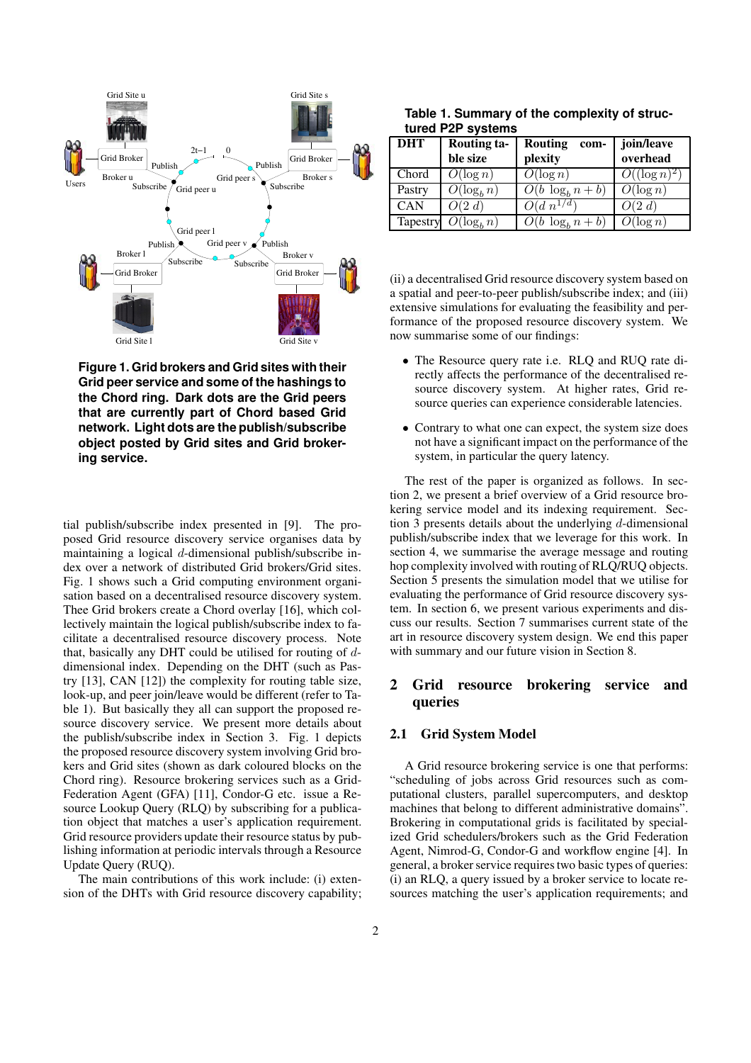Figure 1. Grid brokers and Grid sites with their Grid peer service and some of the hashings to the Chord ring. Dark dots are the Grid peers that are currently part of Chord based Grid network. Light dots are the publish/subscribe object posted by Grid sites and Grid brokering service.

tial publish/subscribe index presented in [9]. The proposed Grid resource discovery service organises data by maintaining a logical $d$-dimensional publish/subscribe index over a network of distributed Grid brokers/Grid sites. Fig. 1 shows such a Grid computing environment organisation based on a decentralised resource discovery system. Thee Grid brokers create a Chord overlay [16], which collectively maintain the logical publish/subscribe index to facilitate a decentralised resource discovery process. Note that, basically any DHT could be utilised for routing of $d$-dimensional index. Depending on the DHT (such as Pastry [13], CAN [12]) the complexity for routing table size, look-up, and peer join/leave would be different (refer to Table 1). But basically they all can support the proposed resource discovery service. We present more details about the publish/subscribe index in Section 3. Fig. 1 depicts the proposed resource discovery system involving Grid brokers and Grid sites (shown as dark coloured blocks on the Chord ring). Resource brokering services such as a Grid-Federation Agent (GFA) [11], Condor-G etc. issue a Resource Lookup Query (RLQ) by subscribing for a publication object that matches a user's application requirement. Grid resource providers update their resource status by publishing information at periodic intervals through a Resource Update Query (RUQ).

The main contributions of this work include: (i) extension of the DHTs with Grid resource discovery capability;

Table 1. Summary of the complexity of structured P2P systems

| DHT | Routing table size | Routing complexity | join/leave overhead |
|---|---|---|---|
| Chord | $O(\log n)$ | $O(\log n)$ | $O((\log n)^2)$ |
| Pastry | $O(\log_b n)$ | $O(b \log_b n + b)$ | $O(\log n)$ |
| CAN | $O(2\, d)$ | $O(d\, n^{1/d})$ | $O(2\, d)$ |
| Tapestry | $O(\log_b n)$ | $O(b \log_b n + b)$ | $O(\log n)$ |

(ii) a decentralised Grid resource discovery system based on a spatial and peer-to-peer publish/subscribe index; and (iii) extensive simulations for evaluating the feasibility and performance of the proposed resource discovery system. We now summarise some of our findings:

- The Resource query rate i.e. RLQ and RUQ rate directly affects the performance of the decentralised resource discovery system. At higher rates, Grid resource queries can experience considerable latencies.
- Contrary to what one can expect, the system size does not have a significant impact on the performance of the system, in particular the query latency.

The rest of the paper is organized as follows. In section 2, we present a brief overview of a Grid resource brokering service model and its indexing requirement. Section 3 presents details about the underlying $d$-dimensional publish/subscribe index that we leverage for this work. In section 4, we summarise the average message and routing hop complexity involved with routing of RLQ/RUQ objects. Section 5 presents the simulation model that we utilise for evaluating the performance of Grid resource discovery system. In section 6, we present various experiments and discuss our results. Section 7 summarises current state of the art in resource discovery system design. We end this paper with summary and our future vision in Section 8.

## 2 Grid resource brokering service and queries

### 2.1 Grid System Model

A Grid resource brokering service is one that performs: "scheduling of jobs across Grid resources such as computational clusters, parallel supercomputers, and desktop machines that belong to different administrative domains". Brokering in computational grids is facilitated by specialized Grid schedulers/brokers such as the Grid Federation Agent, Nimrod-G, Condor-G and workflow engine [4]. In general, a broker service requires two basic types of queries: (i) an RLQ, a query issued by a broker service to locate resources matching the user's application requirements; and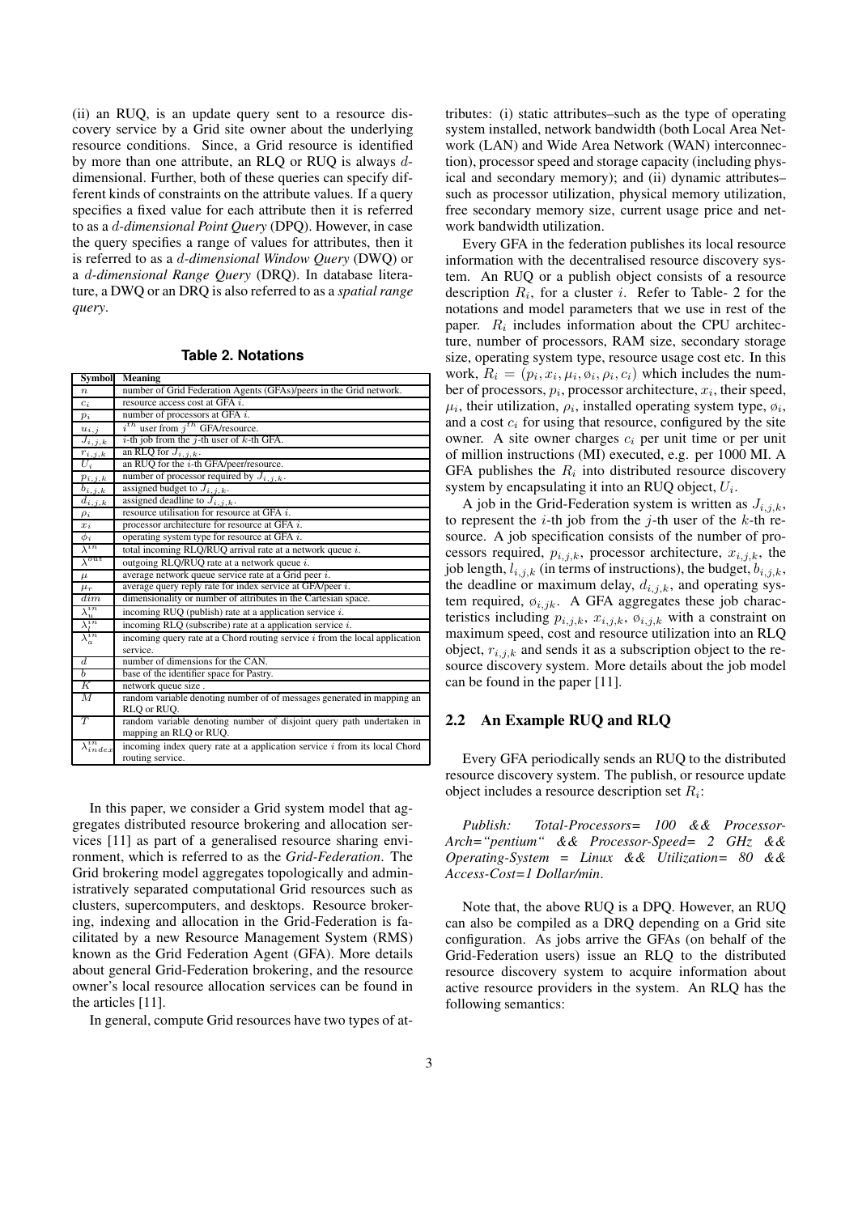(ii) an RUQ, is an update query sent to a resource discovery service by a Grid site owner about the underlying resource conditions. Since, a Grid resource is identified by more than one attribute, an RLQ or RUQ is always $d$-dimensional. Further, both of these queries can specify different kinds of constraints on the attribute values. If a query specifies a fixed value for each attribute then it is referred to as a *$d$-dimensional Point Query* (DPQ). However, in case the query specifies a range of values for attributes, then it is referred to as a *$d$-dimensional Window Query* (DWQ) or a *$d$-dimensional Range Query* (DRQ). In database literature, a DWQ or an DRQ is also referred to as a *spatial range query*.

**Table 2. Notations**

| Symbol | Meaning |
|---|---|
| $n$ | number of Grid Federation Agents (GFAs)/peers in the Grid network. |
| $c_i$ | resource access cost at GFA $i$. |
| $p_i$ | number of processors at GFA $i$. |
| $u_{i,j}$ | $i^{th}$ user from $j^{th}$ GFA/resource. |
| $J_{i,j,k}$ | $i$-th job from the $j$-th user of $k$-th GFA. |
| $r_{i,j,k}$ | an RLQ for $J_{i,j,k}$. |
| $U_i$ | an RUQ for the $i$-th GFA/peer/resource. |
| $p_{i,j,k}$ | number of processor required by $J_{i,j,k}$. |
| $b_{i,j,k}$ | assigned budget to $J_{i,j,k}$. |
| $d_{i,j,k}$ | assigned deadline to $J_{i,j,k}$. |
| $\rho_i$ | resource utilisation for resource at GFA $i$. |
| $x_i$ | processor architecture for resource at GFA $i$. |
| $\phi_i$ | operating system type for resource at GFA $i$. |
| $\lambda^{in}$ | total incoming RLQ/RUQ arrival rate at a network queue $i$. |
| $\lambda^{out}$ | outgoing RLQ/RUQ rate at a network queue $i$. |
| $\mu$ | average network queue service rate at a Grid peer $i$. |
| $\mu_r$ | average query reply rate for index service at GFA/peer $i$. |
| $dim$ | dimensionality or number of attributes in the Cartesian space. |
| $\lambda_u^{in}$ | incoming RUQ (publish) rate at a application service $i$. |
| $\lambda_l^{in}$ | incoming RLQ (subscribe) rate at a application service $i$. |
| $\lambda_a^{in}$ | incoming query rate at a Chord routing service $i$ from the local application service. |
| $d$ | number of dimensions for the CAN. |
| $b$ | base of the identifier space for Pastry. |
| $K$ | network queue size . |
| $M$ | random variable denoting number of of messages generated in mapping an RLQ or RUQ. |
| $T$ | random variable denoting number of disjoint query path undertaken in mapping an RLQ or RUQ. |
| $\lambda_{index}^{in}$ | incoming index query rate at a application service $i$ from its local Chord routing service. |

In this paper, we consider a Grid system model that aggregates distributed resource brokering and allocation services [11] as part of a generalised resource sharing environment, which is referred to as the *Grid-Federation*. The Grid brokering model aggregates topologically and administratively separated computational Grid resources such as clusters, supercomputers, and desktops. Resource brokering, indexing and allocation in the Grid-Federation is facilitated by a new Resource Management System (RMS) known as the Grid Federation Agent (GFA). More details about general Grid-Federation brokering, and the resource owner's local resource allocation services can be found in the articles [11].

In general, compute Grid resources have two types of attributes: (i) static attributes–such as the type of operating system installed, network bandwidth (both Local Area Network (LAN) and Wide Area Network (WAN) interconnection), processor speed and storage capacity (including physical and secondary memory); and (ii) dynamic attributes–such as processor utilization, physical memory utilization, free secondary memory size, current usage price and network bandwidth utilization.

Every GFA in the federation publishes its local resource information with the decentralised resource discovery system. An RUQ or a publish object consists of a resource description $R_i$, for a cluster $i$. Refer to Table- 2 for the notations and model parameters that we use in rest of the paper. $R_i$ includes information about the CPU architecture, number of processors, RAM size, secondary storage size, operating system type, resource usage cost etc. In this work, $R_i = (p_i, x_i, \mu_i, \phi_i, \rho_i, c_i)$ which includes the number of processors, $p_i$, processor architecture, $x_i$, their speed, $\mu_i$, their utilization, $\rho_i$, installed operating system type, $\phi_i$, and a cost $c_i$ for using that resource, configured by the site owner. A site owner charges $c_i$ per unit time or per unit of million instructions (MI) executed, e.g. per 1000 MI. A GFA publishes the $R_i$ into distributed resource discovery system by encapsulating it into an RUQ object, $U_i$.

A job in the Grid-Federation system is written as $J_{i,j,k}$, to represent the $i$-th job from the $j$-th user of the $k$-th resource. A job specification consists of the number of processors required, $p_{i,j,k}$, processor architecture, $x_{i,j,k}$, the job length, $l_{i,j,k}$ (in terms of instructions), the budget, $b_{i,j,k}$, the deadline or maximum delay, $d_{i,j,k}$, and operating system required, $\phi_{i,jk}$. A GFA aggregates these job characteristics including $p_{i,j,k}$, $x_{i,j,k}$, $\phi_{i,j,k}$ with a constraint on maximum speed, cost and resource utilization into an RLQ object, $r_{i,j,k}$ and sends it as a subscription object to the resource discovery system. More details about the job model can be found in the paper [11].

## 2.2 An Example RUQ and RLQ

Every GFA periodically sends an RUQ to the distributed resource discovery system. The publish, or resource update object includes a resource description set $R_i$:

*Publish: Total-Processors= 100 && Processor-Arch="pentium" && Processor-Speed= 2 GHz && Operating-System = Linux && Utilization= 80 && Access-Cost=1 Dollar/min.*

Note that, the above RUQ is a DPQ. However, an RUQ can also be compiled as a DRQ depending on a Grid site configuration. As jobs arrive the GFAs (on behalf of the Grid-Federation users) issue an RLQ to the distributed resource discovery system to acquire information about active resource providers in the system. An RLQ has the following semantics: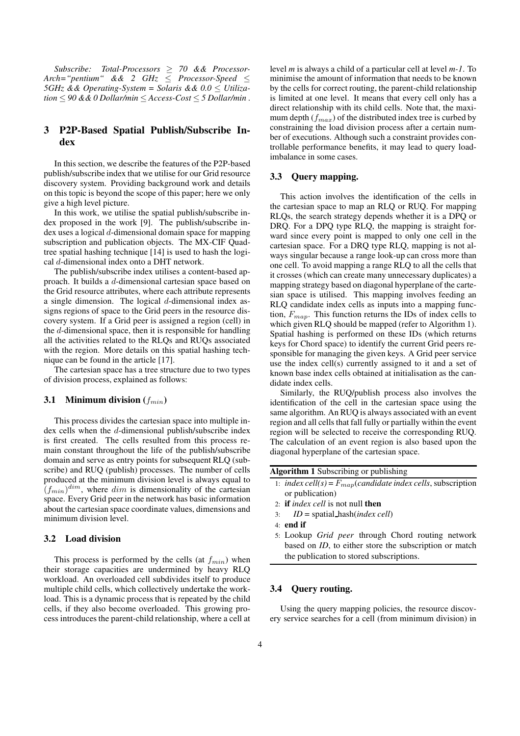*Subscribe: Total-Processors $\geq$ 70 && Processor-Arch="pentium" && 2 GHz $\leq$ Processor-Speed $\leq$ 5GHz && Operating-System = Solaris && 0.0 $\leq$ Utilization $\leq$ 90 && 0 Dollar/min $\leq$ Access-Cost $\leq$ 5 Dollar/min .*

## 3 P2P-Based Spatial Publish/Subscribe Index

In this section, we describe the features of the P2P-based publish/subscribe index that we utilise for our Grid resource discovery system. Providing background work and details on this topic is beyond the scope of this paper; here we only give a high level picture.

In this work, we utilise the spatial publish/subscribe index proposed in the work [9]. The publish/subscribe index uses a logical $d$-dimensional domain space for mapping subscription and publication objects. The MX-CIF Quadtree spatial hashing technique [14] is used to hash the logical $d$-dimensional index onto a DHT network.

The publish/subscribe index utilises a content-based approach. It builds a $d$-dimensional cartesian space based on the Grid resource attributes, where each attribute represents a single dimension. The logical $d$-dimensional index assigns regions of space to the Grid peers in the resource discovery system. If a Grid peer is assigned a region (cell) in the $d$-dimensional space, then it is responsible for handling all the activities related to the RLQs and RUQs associated with the region. More details on this spatial hashing technique can be found in the article [17].

The cartesian space has a tree structure due to two types of division process, explained as follows:

### 3.1 Minimum division ($f_{min}$)

This process divides the cartesian space into multiple index cells when the $d$-dimensional publish/subscribe index is first created. The cells resulted from this process remain constant throughout the life of the publish/subscribe domain and serve as entry points for subsequent RLQ (subscribe) and RUQ (publish) processes. The number of cells produced at the minimum division level is always equal to $(f_{min})^{dim}$, where $dim$ is dimensionality of the cartesian space. Every Grid peer in the network has basic information about the cartesian space coordinate values, dimensions and minimum division level.

### 3.2 Load division

This process is performed by the cells (at $f_{min}$) when their storage capacities are undermined by heavy RLQ workload. An overloaded cell subdivides itself to produce multiple child cells, which collectively undertake the workload. This is a dynamic process that is repeated by the child cells, if they also become overloaded. This growing process introduces the parent-child relationship, where a cell at level *m* is always a child of a particular cell at level *m-1*. To minimise the amount of information that needs to be known by the cells for correct routing, the parent-child relationship is limited at one level. It means that every cell only has a direct relationship with its child cells. Note that, the maximum depth ($f_{max}$) of the distributed index tree is curbed by constraining the load division process after a certain number of executions. Although such a constraint provides controllable performance benefits, it may lead to query load-imbalance in some cases.

### 3.3 Query mapping.

This action involves the identification of the cells in the cartesian space to map an RLQ or RUQ. For mapping RLQs, the search strategy depends whether it is a DPQ or DRQ. For a DPQ type RLQ, the mapping is straight forward since every point is mapped to only one cell in the cartesian space. For a DRQ type RLQ, mapping is not always singular because a range look-up can cross more than one cell. To avoid mapping a range RLQ to all the cells that it crosses (which can create many unnecessary duplicates) a mapping strategy based on diagonal hyperplane of the cartesian space is utilised. This mapping involves feeding an RLQ candidate index cells as inputs into a mapping function, $F_{map}$. This function returns the IDs of index cells to which given RLQ should be mapped (refer to Algorithm 1). Spatial hashing is performed on these IDs (which returns keys for Chord space) to identify the current Grid peers responsible for managing the given keys. A Grid peer service use the index cell(s) currently assigned to it and a set of known base index cells obtained at initialisation as the candidate index cells.

Similarly, the RUQ/publish process also involves the identification of the cell in the cartesian space using the same algorithm. An RUQ is always associated with an event region and all cells that fall fully or partially within the event region will be selected to receive the corresponding RUQ. The calculation of an event region is also based upon the diagonal hyperplane of the cartesian space.

**Algorithm 1** Subscribing or publishing

1: *index cell(s)* = $F_{map}$(*candidate index cells*, subscription or publication)
2: **if** *index cell* is not null **then**
3: &nbsp;&nbsp;&nbsp;*ID* = spatial_hash(*index cell*)
4: **end if**
5: Lookup *Grid peer* through Chord routing network based on *ID*, to either store the subscription or match the publication to stored subscriptions.

### 3.4 Query routing.

Using the query mapping policies, the resource discovery service searches for a cell (from minimum division) in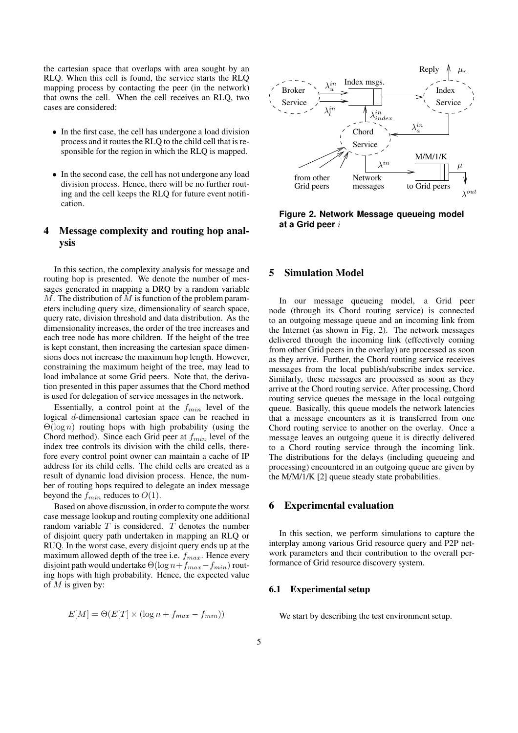the cartesian space that overlaps with area sought by an RLQ. When this cell is found, the service starts the RLQ mapping process by contacting the peer (in the network) that owns the cell. When the cell receives an RLQ, two cases are considered:

- In the first case, the cell has undergone a load division process and it routes the RLQ to the child cell that is responsible for the region in which the RLQ is mapped.
- In the second case, the cell has not undergone any load division process. Hence, there will be no further routing and the cell keeps the RLQ for future event notification.

## 4 Message complexity and routing hop analysis

In this section, the complexity analysis for message and routing hop is presented. We denote the number of messages generated in mapping a DRQ by a random variable $M$. The distribution of $M$ is function of the problem parameters including query size, dimensionality of search space, query rate, division threshold and data distribution. As the dimensionality increases, the order of the tree increases and each tree node has more children. If the height of the tree is kept constant, then increasing the cartesian space dimensions does not increase the maximum hop length. However, constraining the maximum height of the tree, may lead to load imbalance at some Grid peers. Note that, the derivation presented in this paper assumes that the Chord method is used for delegation of service messages in the network.

Essentially, a control point at the $f_{min}$ level of the logical $d$-dimensional cartesian space can be reached in $\Theta(\log n)$ routing hops with high probability (using the Chord method). Since each Grid peer at $f_{min}$ level of the index tree controls its division with the child cells, therefore every control point owner can maintain a cache of IP address for its child cells. The child cells are created as a result of dynamic load division process. Hence, the number of routing hops required to delegate an index message beyond the $f_{min}$ reduces to $O(1)$.

Based on above discussion, in order to compute the worst case message lookup and routing complexity one additional random variable $T$ is considered. $T$ denotes the number of disjoint query path undertaken in mapping an RLQ or RUQ. In the worst case, every disjoint query ends up at the maximum allowed depth of the tree i.e. $f_{max}$. Hence every disjoint path would undertake $\Theta(\log n + f_{max} - f_{min})$ routing hops with high probability. Hence, the expected value of $M$ is given by:

$$E[M] = \Theta(E[T] \times (\log n + f_{max} - f_{min}))$$

Figure 2. Network Message queueing model at a Grid peer $i$

## 5 Simulation Model

In our message queueing model, a Grid peer node (through its Chord routing service) is connected to an outgoing message queue and an incoming link from the Internet (as shown in Fig. 2). The network messages delivered through the incoming link (effectively coming from other Grid peers in the overlay) are processed as soon as they arrive. Further, the Chord routing service receives messages from the local publish/subscribe index service. Similarly, these messages are processed as soon as they arrive at the Chord routing service. After processing, Chord routing service queues the message in the local outgoing queue. Basically, this queue models the network latencies that a message encounters as it is transferred from one Chord routing service to another on the overlay. Once a message leaves an outgoing queue it is directly delivered to a Chord routing service through the incoming link. The distributions for the delays (including queueing and processing) encountered in an outgoing queue are given by the M/M/1/K [2] queue steady state probabilities.

## 6 Experimental evaluation

In this section, we perform simulations to capture the interplay among various Grid resource query and P2P network parameters and their contribution to the overall performance of Grid resource discovery system.

### 6.1 Experimental setup

We start by describing the test environment setup.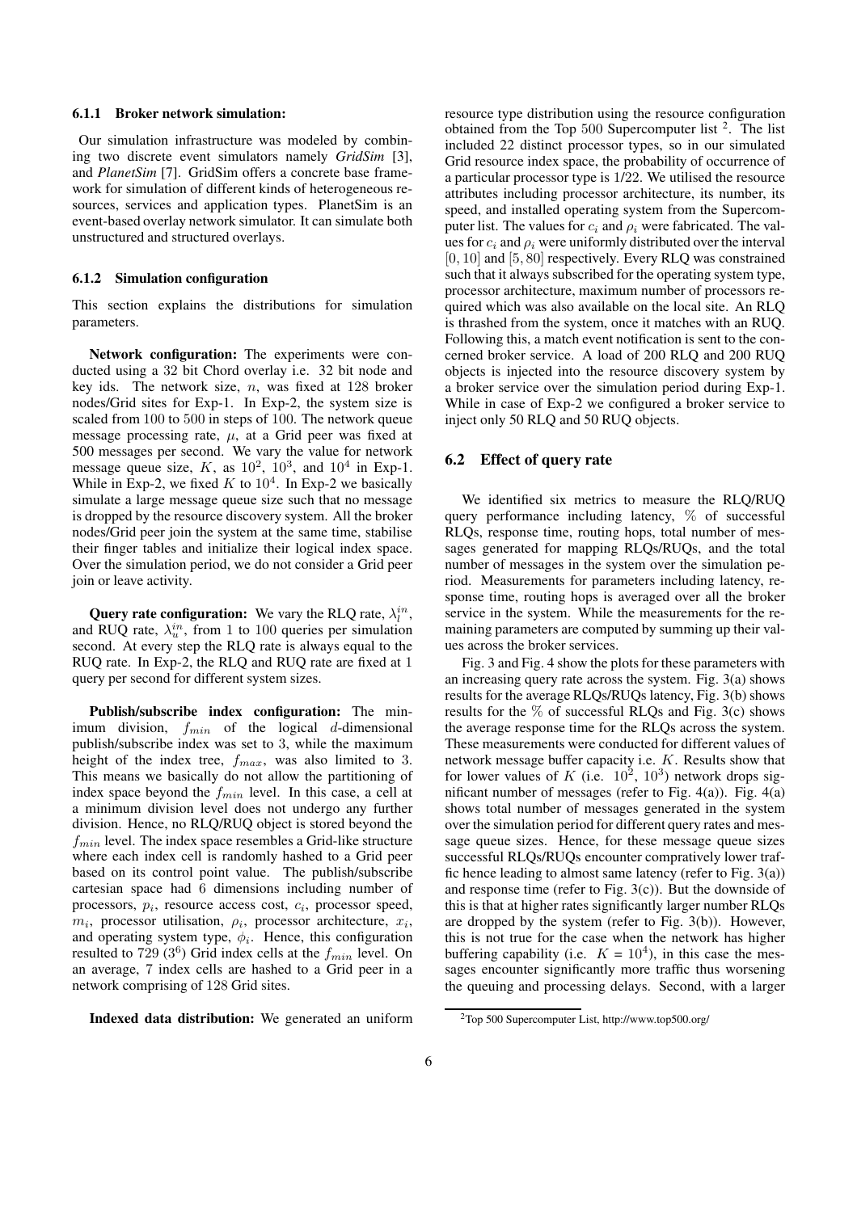#### 6.1.1 Broker network simulation:

Our simulation infrastructure was modeled by combining two discrete event simulators namely *GridSim* [3], and *PlanetSim* [7]. GridSim offers a concrete base framework for simulation of different kinds of heterogeneous resources, services and application types. PlanetSim is an event-based overlay network simulator. It can simulate both unstructured and structured overlays.

#### 6.1.2 Simulation configuration

This section explains the distributions for simulation parameters.

**Network configuration:** The experiments were conducted using a 32 bit Chord overlay i.e. 32 bit node and key ids. The network size, $n$, was fixed at 128 broker nodes/Grid sites for Exp-1. In Exp-2, the system size is scaled from 100 to 500 in steps of 100. The network queue message processing rate, $\mu$, at a Grid peer was fixed at 500 messages per second. We vary the value for network message queue size, $K$, as $10^2$, $10^3$, and $10^4$ in Exp-1. While in Exp-2, we fixed $K$ to $10^4$. In Exp-2 we basically simulate a large message queue size such that no message is dropped by the resource discovery system. All the broker nodes/Grid peer join the system at the same time, stabilise their finger tables and initialize their logical index space. Over the simulation period, we do not consider a Grid peer join or leave activity.

**Query rate configuration:** We vary the RLQ rate, $\lambda_l^{in}$, and RUQ rate, $\lambda_u^{in}$, from 1 to 100 queries per simulation second. At every step the RLQ rate is always equal to the RUQ rate. In Exp-2, the RLQ and RUQ rate are fixed at 1 query per second for different system sizes.

**Publish/subscribe index configuration:** The minimum division, $f_{min}$ of the logical $d$-dimensional publish/subscribe index was set to 3, while the maximum height of the index tree, $f_{max}$, was also limited to 3. This means we basically do not allow the partitioning of index space beyond the $f_{min}$ level. In this case, a cell at a minimum division level does not undergo any further division. Hence, no RLQ/RUQ object is stored beyond the $f_{min}$ level. The index space resembles a Grid-like structure where each index cell is randomly hashed to a Grid peer based on its control point value. The publish/subscribe cartesian space had 6 dimensions including number of processors, $p_i$, resource access cost, $c_i$, processor speed, $m_i$, processor utilisation, $\rho_i$, processor architecture, $x_i$, and operating system type, $\phi_i$. Hence, this configuration resulted to 729 ($3^6$) Grid index cells at the $f_{min}$ level. On an average, 7 index cells are hashed to a Grid peer in a network comprising of 128 Grid sites.

**Indexed data distribution:** We generated an uniform resource type distribution using the resource configuration obtained from the Top 500 Supercomputer list [2]. The list included 22 distinct processor types, so in our simulated Grid resource index space, the probability of occurrence of a particular processor type is 1/22. We utilised the resource attributes including processor architecture, its number, its speed, and installed operating system from the Supercomputer list. The values for $c_i$ and $\rho_i$ were fabricated. The values for $c_i$ and $\rho_i$ were uniformly distributed over the interval $[0, 10]$ and $[5, 80]$ respectively. Every RLQ was constrained such that it always subscribed for the operating system type, processor architecture, maximum number of processors required which was also available on the local site. An RLQ is thrashed from the system, once it matches with an RUQ. Following this, a match event notification is sent to the concerned broker service. A load of 200 RLQ and 200 RUQ objects is injected into the resource discovery system by a broker service over the simulation period during Exp-1. While in case of Exp-2 we configured a broker service to inject only 50 RLQ and 50 RUQ objects.

## 6.2 Effect of query rate

We identified six metrics to measure the RLQ/RUQ query performance including latency, % of successful RLQs, response time, routing hops, total number of messages generated for mapping RLQs/RUQs, and the total number of messages in the system over the simulation period. Measurements for parameters including latency, response time, routing hops is averaged over all the broker service in the system. While the measurements for the remaining parameters are computed by summing up their values across the broker services.

Fig. 3 and Fig. 4 show the plots for these parameters with an increasing query rate across the system. Fig. 3(a) shows results for the average RLQs/RUQs latency, Fig. 3(b) shows results for the % of successful RLQs and Fig. 3(c) shows the average response time for the RLQs across the system. These measurements were conducted for different values of network message buffer capacity i.e. $K$. Results show that for lower values of $K$ (i.e. $10^2$, $10^3$) network drops significant number of messages (refer to Fig. 4(a)). Fig. 4(a) shows total number of messages generated in the system over the simulation period for different query rates and message queue sizes. Hence, for these message queue sizes successful RLQs/RUQs encounter compratively lower traffic hence leading to almost same latency (refer to Fig. 3(a)) and response time (refer to Fig. 3(c)). But the downside of this is that at higher rates significantly larger number RLQs are dropped by the system (refer to Fig. 3(b)). However, this is not true for the case when the network has higher buffering capability (i.e. $K = 10^4$), in this case the messages encounter significantly more traffic thus worsening the queuing and processing delays. Second, with a larger

[2] Top 500 Supercomputer List, http://www.top500.org/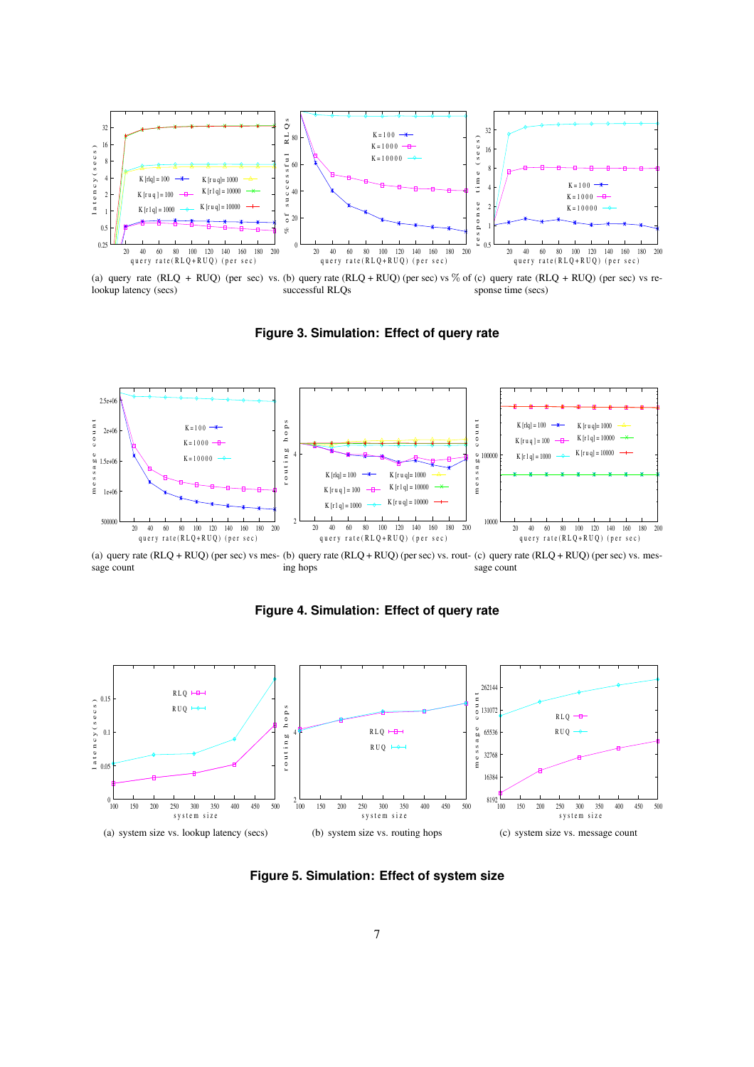(a) query rate (RLQ + RUQ) (per sec) vs. lookup latency (secs)

(b) query rate (RLQ + RUQ) (per sec) vs % of successful RLQs

(c) query rate (RLQ + RUQ) (per sec) vs response time (secs)

**Figure 3. Simulation: Effect of query rate**

(a) query rate (RLQ + RUQ) (per sec) vs message count

(b) query rate (RLQ + RUQ) (per sec) vs. routing hops

(c) query rate (RLQ + RUQ) (per sec) vs. message count

**Figure 4. Simulation: Effect of query rate**

(a) system size vs. lookup latency (secs)

(b) system size vs. routing hops

(c) system size vs. message count

**Figure 5. Simulation: Effect of system size**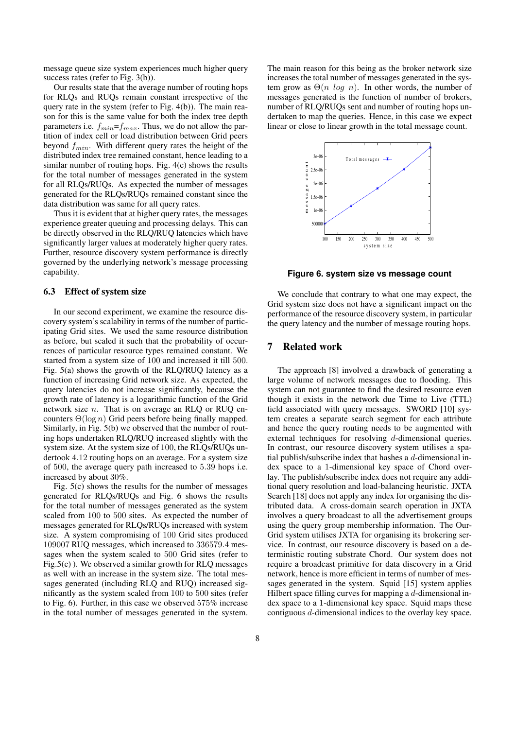message queue size system experiences much higher query success rates (refer to Fig. 3(b)).

Our results state that the average number of routing hops for RLQs and RUQs remain constant irrespective of the query rate in the system (refer to Fig. 4(b)). The main reason for this is the same value for both the index tree depth parameters i.e. $f_{min}$=$f_{max}$. Thus, we do not allow the partition of index cell or load distribution between Grid peers beyond $f_{min}$. With different query rates the height of the distributed index tree remained constant, hence leading to a similar number of routing hops. Fig. 4(c) shows the results for the total number of messages generated in the system for all RLQs/RUQs. As expected the number of messages generated for the RLQs/RUQs remained constant since the data distribution was same for all query rates.

Thus it is evident that at higher query rates, the messages experience greater queuing and processing delays. This can be directly observed in the RLQ/RUQ latencies which have significantly larger values at moderately higher query rates. Further, resource discovery system performance is directly governed by the underlying network's message processing capability.

### 6.3 Effect of system size

In our second experiment, we examine the resource discovery system's scalability in terms of the number of participating Grid sites. We used the same resource distribution as before, but scaled it such that the probability of occurrences of particular resource types remained constant. We started from a system size of 100 and increased it till 500. Fig. 5(a) shows the growth of the RLQ/RUQ latency as a function of increasing Grid network size. As expected, the query latencies do not increase significantly, because the growth rate of latency is a logarithmic function of the Grid network size $n$. That is on average an RLQ or RUQ encounters $\Theta(\log n)$ Grid peers before being finally mapped. Similarly, in Fig. 5(b) we observed that the number of routing hops undertaken RLQ/RUQ increased slightly with the system size. At the system size of 100, the RLQs/RUQs undertook 4.12 routing hops on an average. For a system size of 500, the average query path increased to 5.39 hops i.e. increased by about 30%.

Fig. 5(c) shows the results for the number of messages generated for RLQs/RUQs and Fig. 6 shows the results for the total number of messages generated as the system scaled from 100 to 500 sites. As expected the number of messages generated for RLQs/RUQs increased with system size. A system compromising of 100 Grid sites produced 109007 RUQ messages, which increased to 336579.4 messages when the system scaled to 500 Grid sites (refer to Fig.5(c) ). We observed a similar growth for RLQ messages as well with an increase in the system size. The total messages generated (including RLQ and RUQ) increased significantly as the system scaled from 100 to 500 sites (refer to Fig. 6). Further, in this case we observed 575% increase in the total number of messages generated in the system. The main reason for this being as the broker network size increases the total number of messages generated in the system grow as $\Theta(n \ log \ n)$. In other words, the number of messages generated is the function of number of brokers, number of RLQ/RUQs sent and number of routing hops undertaken to map the queries. Hence, in this case we expect linear or close to linear growth in the total message count.

**Figure 6. system size vs message count**

We conclude that contrary to what one may expect, the Grid system size does not have a significant impact on the performance of the resource discovery system, in particular the query latency and the number of message routing hops.

## 7 Related work

The approach [8] involved a drawback of generating a large volume of network messages due to flooding. This system can not guarantee to find the desired resource even though it exists in the network due Time to Live (TTL) field associated with query messages. SWORD [10] system creates a separate search segment for each attribute and hence the query routing needs to be augmented with external techniques for resolving $d$-dimensional queries. In contrast, our resource discovery system utilises a spatial publish/subscribe index that hashes a $d$-dimensional index space to a 1-dimensional key space of Chord overlay. The publish/subscribe index does not require any additional query resolution and load-balancing heuristic. JXTA Search [18] does not apply any index for organising the distributed data. A cross-domain search operation in JXTA involves a query broadcast to all the advertisement groups using the query group membership information. The OurGrid system utilises JXTA for organising its brokering service. In contrast, our resource discovery is based on a deterministic routing substrate Chord. Our system does not require a broadcast primitive for data discovery in a Grid network, hence is more efficient in terms of number of messages generated in the system. Squid [15] system applies Hilbert space filling curves for mapping a $d$-dimensional index space to a 1-dimensional key space. Squid maps these contiguous $d$-dimensional indices to the overlay key space.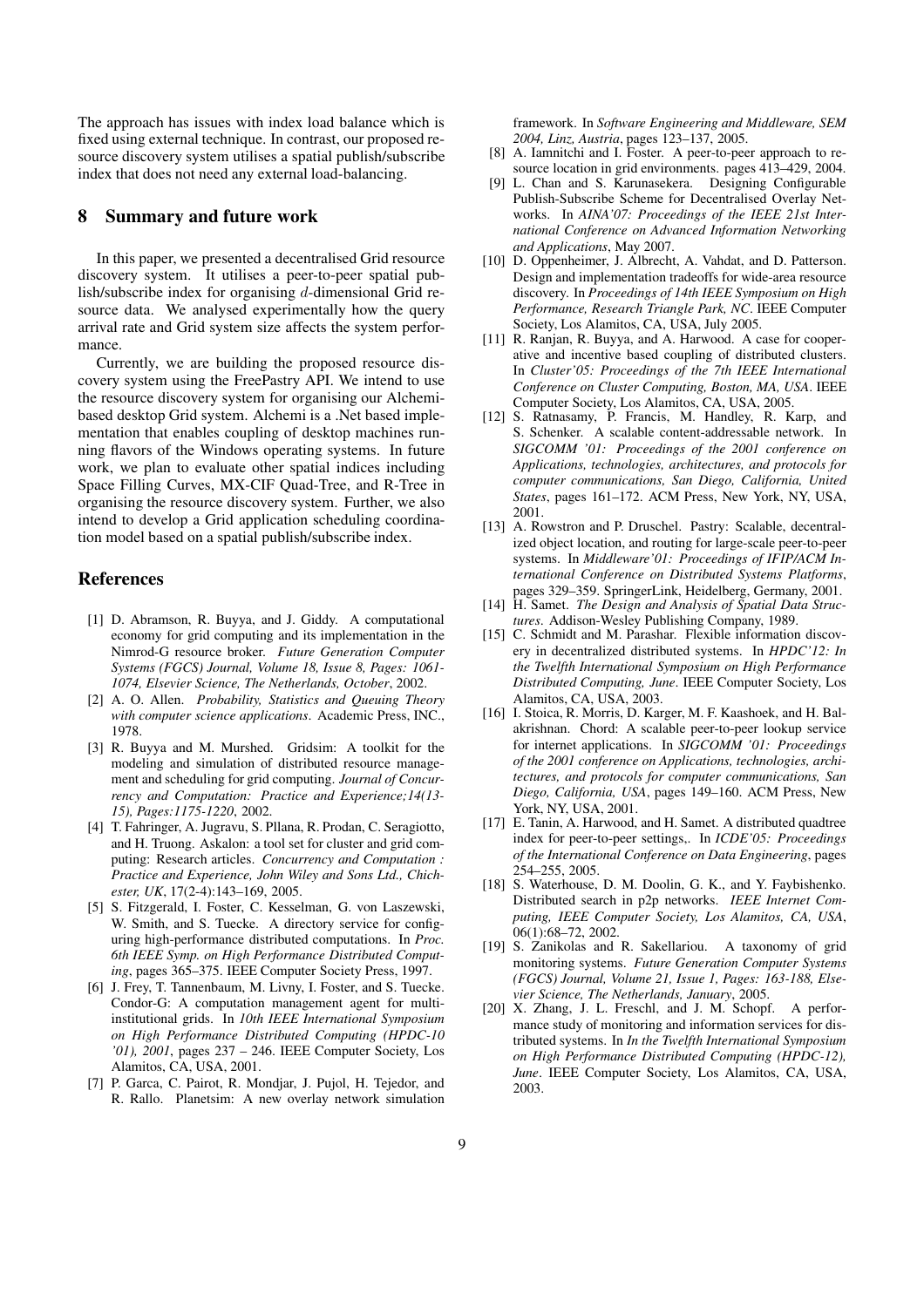The approach has issues with index load balance which is fixed using external technique. In contrast, our proposed resource discovery system utilises a spatial publish/subscribe index that does not need any external load-balancing.

## 8 Summary and future work

In this paper, we presented a decentralised Grid resource discovery system. It utilises a peer-to-peer spatial publish/subscribe index for organising $d$-dimensional Grid resource data. We analysed experimentally how the query arrival rate and Grid system size affects the system performance.

Currently, we are building the proposed resource discovery system using the FreePastry API. We intend to use the resource discovery system for organising our Alchemi-based desktop Grid system. Alchemi is a .Net based implementation that enables coupling of desktop machines running flavors of the Windows operating systems. In future work, we plan to evaluate other spatial indices including Space Filling Curves, MX-CIF Quad-Tree, and R-Tree in organising the resource discovery system. Further, we also intend to develop a Grid application scheduling coordination model based on a spatial publish/subscribe index.

## References

[1] D. Abramson, R. Buyya, and J. Giddy. A computational economy for grid computing and its implementation in the Nimrod-G resource broker. *Future Generation Computer Systems (FGCS) Journal, Volume 18, Issue 8, Pages: 1061-1074, Elsevier Science, The Netherlands, October*, 2002.

[2] A. O. Allen. *Probability, Statistics and Queuing Theory with computer science applications*. Academic Press, INC., 1978.

[3] R. Buyya and M. Murshed. Gridsim: A toolkit for the modeling and simulation of distributed resource management and scheduling for grid computing. *Journal of Concurrency and Computation: Practice and Experience;14(13-15), Pages:1175-1220*, 2002.

[4] T. Fahringer, A. Jugravu, S. Pllana, R. Prodan, C. Seragiotto, and H. Truong. Askalon: a tool set for cluster and grid computing: Research articles. *Concurrency and Computation : Practice and Experience, John Wiley and Sons Ltd., Chichester, UK*, 17(2-4):143–169, 2005.

[5] S. Fitzgerald, I. Foster, C. Kesselman, G. von Laszewski, W. Smith, and S. Tuecke. A directory service for configuring high-performance distributed computations. In *Proc. 6th IEEE Symp. on High Performance Distributed Computing*, pages 365–375. IEEE Computer Society Press, 1997.

[6] J. Frey, T. Tannenbaum, M. Livny, I. Foster, and S. Tuecke. Condor-G: A computation management agent for multi-institutional grids. In *10th IEEE International Symposium on High Performance Distributed Computing (HPDC-10 '01), 2001*, pages 237 – 246. IEEE Computer Society, Los Alamitos, CA, USA, 2001.

[7] P. Garca, C. Pairot, R. Mondjar, J. Pujol, H. Tejedor, and R. Rallo. Planetsim: A new overlay network simulation framework. In *Software Engineering and Middleware, SEM 2004, Linz, Austria*, pages 123–137, 2005.

[8] A. Iamnitchi and I. Foster. A peer-to-peer approach to resource location in grid environments. pages 413–429, 2004.

[9] L. Chan and S. Karunasekera. Designing Configurable Publish-Subscribe Scheme for Decentralised Overlay Networks. In *AINA'07: Proceedings of the IEEE 21st International Conference on Advanced Information Networking and Applications*, May 2007.

[10] D. Oppenheimer, J. Albrecht, A. Vahdat, and D. Patterson. Design and implementation tradeoffs for wide-area resource discovery. In *Proceedings of 14th IEEE Symposium on High Performance, Research Triangle Park, NC*. IEEE Computer Society, Los Alamitos, CA, USA, July 2005.

[11] R. Ranjan, R. Buyya, and A. Harwood. A case for cooperative and incentive based coupling of distributed clusters. In *Cluster'05: Proceedings of the 7th IEEE International Conference on Cluster Computing, Boston, MA, USA*. IEEE Computer Society, Los Alamitos, CA, USA, 2005.

[12] S. Ratnasamy, P. Francis, M. Handley, R. Karp, and S. Schenker. A scalable content-addressable network. In *SIGCOMM '01: Proceedings of the 2001 conference on Applications, technologies, architectures, and protocols for computer communications, San Diego, California, United States*, pages 161–172. ACM Press, New York, NY, USA, 2001.

[13] A. Rowstron and P. Druschel. Pastry: Scalable, decentralized object location, and routing for large-scale peer-to-peer systems. In *Middleware'01: Proceedings of IFIP/ACM International Conference on Distributed Systems Platforms*, pages 329–359. SpringerLink, Heidelberg, Germany, 2001.

[14] H. Samet. *The Design and Analysis of Spatial Data Structures*. Addison-Wesley Publishing Company, 1989.

[15] C. Schmidt and M. Parashar. Flexible information discovery in decentralized distributed systems. In *HPDC'12: In the Twelfth International Symposium on High Performance Distributed Computing, June*. IEEE Computer Society, Los Alamitos, CA, USA, 2003.

[16] I. Stoica, R. Morris, D. Karger, M. F. Kaashoek, and H. Balakrishnan. Chord: A scalable peer-to-peer lookup service for internet applications. In *SIGCOMM '01: Proceedings of the 2001 conference on Applications, technologies, architectures, and protocols for computer communications, San Diego, California, USA*, pages 149–160. ACM Press, New York, NY, USA, 2001.

[17] E. Tanin, A. Harwood, and H. Samet. A distributed quadtree index for peer-to-peer settings,. In *ICDE'05: Proceedings of the International Conference on Data Engineering*, pages 254–255, 2005.

[18] S. Waterhouse, D. M. Doolin, G. K., and Y. Faybishenko. Distributed search in p2p networks. *IEEE Internet Computing, IEEE Computer Society, Los Alamitos, CA, USA*, 06(1):68–72, 2002.

[19] S. Zanikolas and R. Sakellariou. A taxonomy of grid monitoring systems. *Future Generation Computer Systems (FGCS) Journal, Volume 21, Issue 1, Pages: 163-188, Elsevier Science, The Netherlands, January*, 2005.

[20] X. Zhang, J. L. Freschl, and J. M. Schopf. A performance study of monitoring and information services for distributed systems. In *In the Twelfth International Symposium on High Performance Distributed Computing (HPDC-12), June*. IEEE Computer Society, Los Alamitos, CA, USA, 2003.